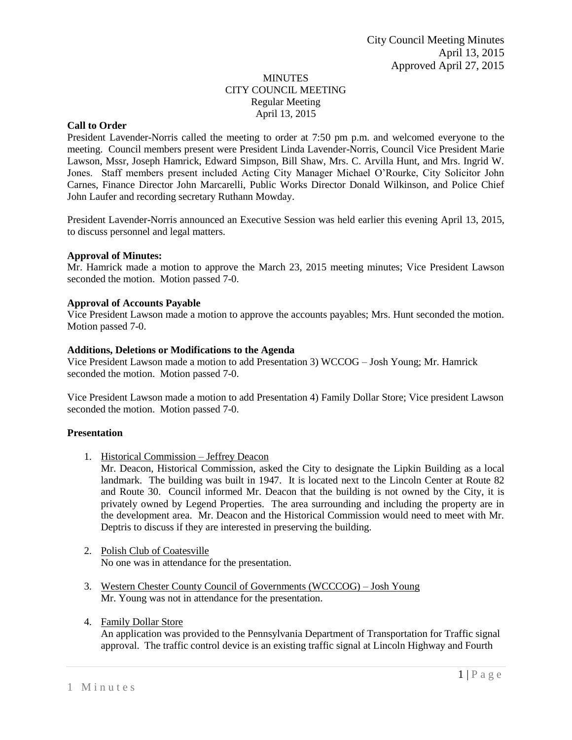City Council Meeting Minutes
April 13, 2015
Approved April 27, 2015

# MINUTES
## CITY COUNCIL MEETING
Regular Meeting
April 13, 2015

**Call to Order**

President Lavender-Norris called the meeting to order at 7:50 pm p.m. and welcomed everyone to the meeting. Council members present were President Linda Lavender-Norris, Council Vice President Marie Lawson, Mssr, Joseph Hamrick, Edward Simpson, Bill Shaw, Mrs. C. Arvilla Hunt, and Mrs. Ingrid W. Jones. Staff members present included Acting City Manager Michael O'Rourke, City Solicitor John Carnes, Finance Director John Marcarelli, Public Works Director Donald Wilkinson, and Police Chief John Laufer and recording secretary Ruthann Mowday.

President Lavender-Norris announced an Executive Session was held earlier this evening April 13, 2015, to discuss personnel and legal matters.

**Approval of Minutes:**

Mr. Hamrick made a motion to approve the March 23, 2015 meeting minutes; Vice President Lawson seconded the motion. Motion passed 7-0.

**Approval of Accounts Payable**

Vice President Lawson made a motion to approve the accounts payables; Mrs. Hunt seconded the motion. Motion passed 7-0.

**Additions, Deletions or Modifications to the Agenda**

Vice President Lawson made a motion to add Presentation 3) WCCOG – Josh Young; Mr. Hamrick seconded the motion. Motion passed 7-0.

Vice President Lawson made a motion to add Presentation 4) Family Dollar Store; Vice president Lawson seconded the motion. Motion passed 7-0.

**Presentation**

1. Historical Commission – Jeffrey Deacon
   Mr. Deacon, Historical Commission, asked the City to designate the Lipkin Building as a local landmark. The building was built in 1947. It is located next to the Lincoln Center at Route 82 and Route 30. Council informed Mr. Deacon that the building is not owned by the City, it is privately owned by Legend Properties. The area surrounding and including the property are in the development area. Mr. Deacon and the Historical Commission would need to meet with Mr. Deptris to discuss if they are interested in preserving the building.

2. Polish Club of Coatesville
   No one was in attendance for the presentation.

3. Western Chester County Council of Governments (WCCCOG) – Josh Young
   Mr. Young was not in attendance for the presentation.

4. Family Dollar Store
   An application was provided to the Pennsylvania Department of Transportation for Traffic signal approval. The traffic control device is an existing traffic signal at Lincoln Highway and Fourth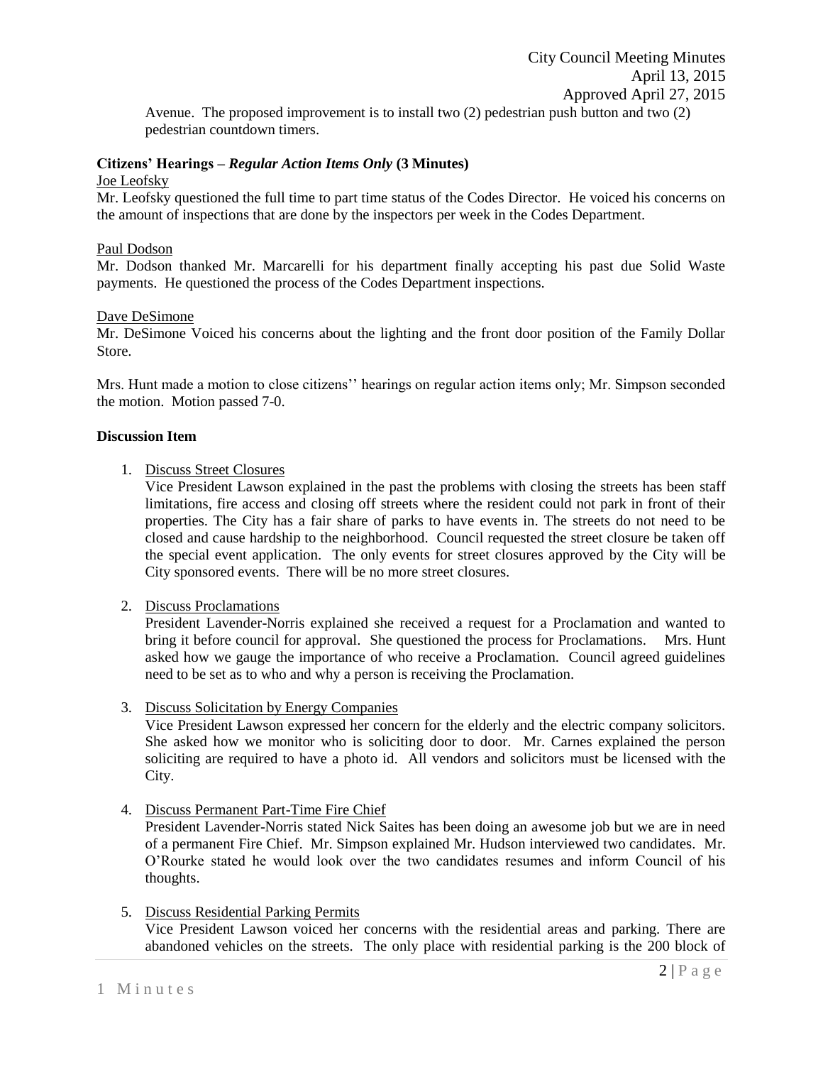Avenue. The proposed improvement is to install two (2) pedestrian push button and two (2) pedestrian countdown timers.

**Citizens' Hearings – *Regular Action Items Only* (3 Minutes)**

Joe Leofsky

Mr. Leofsky questioned the full time to part time status of the Codes Director. He voiced his concerns on the amount of inspections that are done by the inspectors per week in the Codes Department.

Paul Dodson

Mr. Dodson thanked Mr. Marcarelli for his department finally accepting his past due Solid Waste payments. He questioned the process of the Codes Department inspections.

Dave DeSimone

Mr. DeSimone Voiced his concerns about the lighting and the front door position of the Family Dollar Store.

Mrs. Hunt made a motion to close citizens'' hearings on regular action items only; Mr. Simpson seconded the motion. Motion passed 7-0.

**Discussion Item**

1. Discuss Street Closures

   Vice President Lawson explained in the past the problems with closing the streets has been staff limitations, fire access and closing off streets where the resident could not park in front of their properties. The City has a fair share of parks to have events in. The streets do not need to be closed and cause hardship to the neighborhood. Council requested the street closure be taken off the special event application. The only events for street closures approved by the City will be City sponsored events. There will be no more street closures.

2. Discuss Proclamations

   President Lavender-Norris explained she received a request for a Proclamation and wanted to bring it before council for approval. She questioned the process for Proclamations. Mrs. Hunt asked how we gauge the importance of who receive a Proclamation. Council agreed guidelines need to be set as to who and why a person is receiving the Proclamation.

3. Discuss Solicitation by Energy Companies

   Vice President Lawson expressed her concern for the elderly and the electric company solicitors. She asked how we monitor who is soliciting door to door. Mr. Carnes explained the person soliciting are required to have a photo id. All vendors and solicitors must be licensed with the City.

4. Discuss Permanent Part-Time Fire Chief

   President Lavender-Norris stated Nick Saites has been doing an awesome job but we are in need of a permanent Fire Chief. Mr. Simpson explained Mr. Hudson interviewed two candidates. Mr. O'Rourke stated he would look over the two candidates resumes and inform Council of his thoughts.

5. Discuss Residential Parking Permits

   Vice President Lawson voiced her concerns with the residential areas and parking. There are abandoned vehicles on the streets. The only place with residential parking is the 200 block of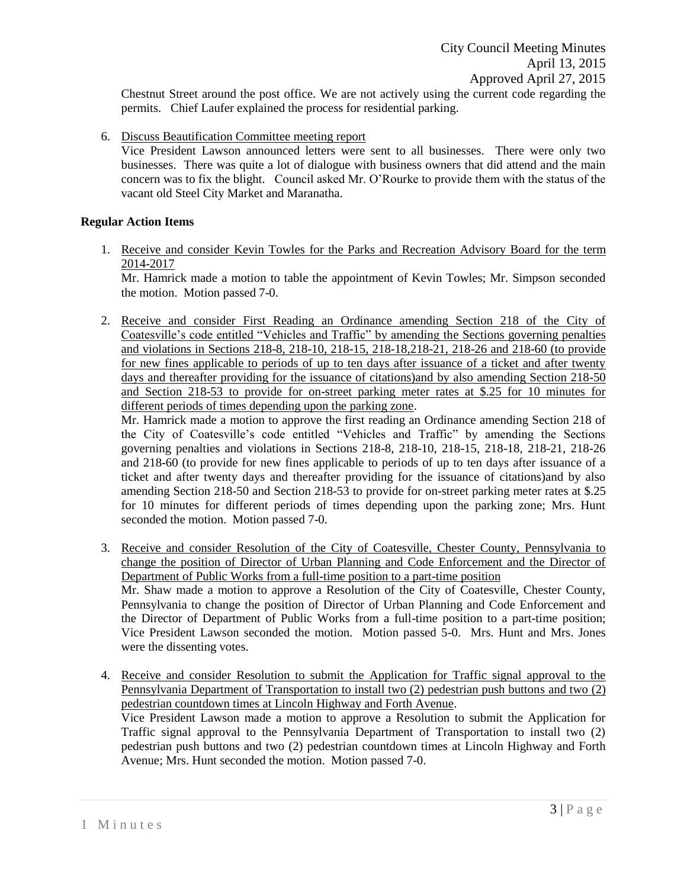Chestnut Street around the post office. We are not actively using the current code regarding the permits. Chief Laufer explained the process for residential parking.

6. Discuss Beautification Committee meeting report
   Vice President Lawson announced letters were sent to all businesses. There were only two businesses. There was quite a lot of dialogue with business owners that did attend and the main concern was to fix the blight. Council asked Mr. O'Rourke to provide them with the status of the vacant old Steel City Market and Maranatha.

**Regular Action Items**

1. Receive and consider Kevin Towles for the Parks and Recreation Advisory Board for the term 2014-2017
   Mr. Hamrick made a motion to table the appointment of Kevin Towles; Mr. Simpson seconded the motion. Motion passed 7-0.

2. Receive and consider First Reading an Ordinance amending Section 218 of the City of Coatesville's code entitled "Vehicles and Traffic" by amending the Sections governing penalties and violations in Sections 218-8, 218-10, 218-15, 218-18,218-21, 218-26 and 218-60 (to provide for new fines applicable to periods of up to ten days after issuance of a ticket and after twenty days and thereafter providing for the issuance of citations)and by also amending Section 218-50 and Section 218-53 to provide for on-street parking meter rates at $.25 for 10 minutes for different periods of times depending upon the parking zone.
   Mr. Hamrick made a motion to approve the first reading an Ordinance amending Section 218 of the City of Coatesville's code entitled "Vehicles and Traffic" by amending the Sections governing penalties and violations in Sections 218-8, 218-10, 218-15, 218-18, 218-21, 218-26 and 218-60 (to provide for new fines applicable to periods of up to ten days after issuance of a ticket and after twenty days and thereafter providing for the issuance of citations)and by also amending Section 218-50 and Section 218-53 to provide for on-street parking meter rates at $.25 for 10 minutes for different periods of times depending upon the parking zone; Mrs. Hunt seconded the motion. Motion passed 7-0.

3. Receive and consider Resolution of the City of Coatesville, Chester County, Pennsylvania to change the position of Director of Urban Planning and Code Enforcement and the Director of Department of Public Works from a full-time position to a part-time position
   Mr. Shaw made a motion to approve a Resolution of the City of Coatesville, Chester County, Pennsylvania to change the position of Director of Urban Planning and Code Enforcement and the Director of Department of Public Works from a full-time position to a part-time position; Vice President Lawson seconded the motion. Motion passed 5-0. Mrs. Hunt and Mrs. Jones were the dissenting votes.

4. Receive and consider Resolution to submit the Application for Traffic signal approval to the Pennsylvania Department of Transportation to install two (2) pedestrian push buttons and two (2) pedestrian countdown times at Lincoln Highway and Forth Avenue.
   Vice President Lawson made a motion to approve a Resolution to submit the Application for Traffic signal approval to the Pennsylvania Department of Transportation to install two (2) pedestrian push buttons and two (2) pedestrian countdown times at Lincoln Highway and Forth Avenue; Mrs. Hunt seconded the motion. Motion passed 7-0.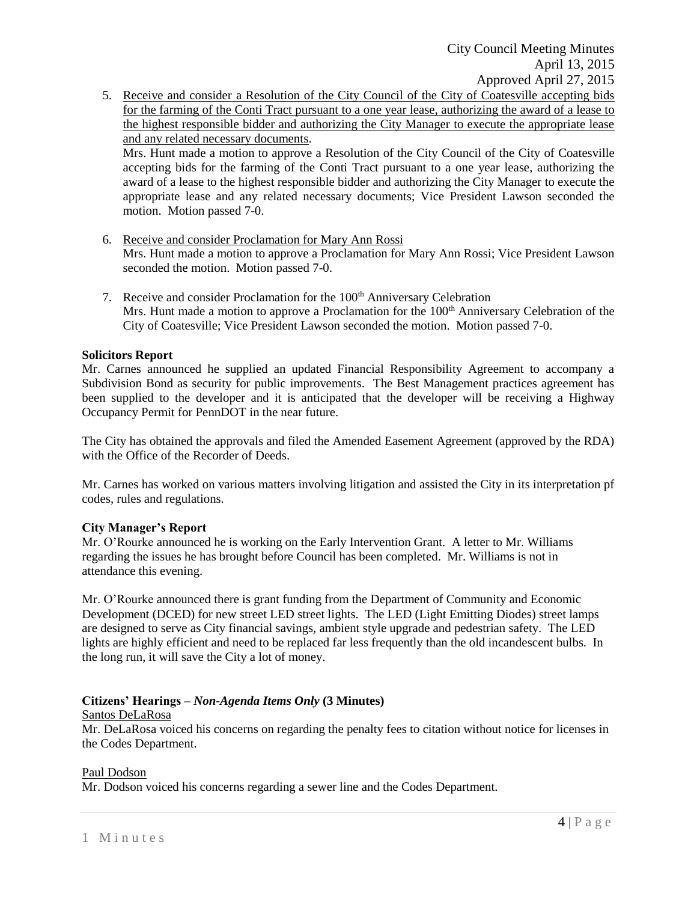5. Receive and consider a Resolution of the City Council of the City of Coatesville accepting bids for the farming of the Conti Tract pursuant to a one year lease, authorizing the award of a lease to the highest responsible bidder and authorizing the City Manager to execute the appropriate lease and any related necessary documents.
   Mrs. Hunt made a motion to approve a Resolution of the City Council of the City of Coatesville accepting bids for the farming of the Conti Tract pursuant to a one year lease, authorizing the award of a lease to the highest responsible bidder and authorizing the City Manager to execute the appropriate lease and any related necessary documents; Vice President Lawson seconded the motion. Motion passed 7-0.

6. Receive and consider Proclamation for Mary Ann Rossi
   Mrs. Hunt made a motion to approve a Proclamation for Mary Ann Rossi; Vice President Lawson seconded the motion. Motion passed 7-0.

7. Receive and consider Proclamation for the 100th Anniversary Celebration
   Mrs. Hunt made a motion to approve a Proclamation for the 100th Anniversary Celebration of the City of Coatesville; Vice President Lawson seconded the motion. Motion passed 7-0.

**Solicitors Report**

Mr. Carnes announced he supplied an updated Financial Responsibility Agreement to accompany a Subdivision Bond as security for public improvements. The Best Management practices agreement has been supplied to the developer and it is anticipated that the developer will be receiving a Highway Occupancy Permit for PennDOT in the near future.

The City has obtained the approvals and filed the Amended Easement Agreement (approved by the RDA) with the Office of the Recorder of Deeds.

Mr. Carnes has worked on various matters involving litigation and assisted the City in its interpretation pf codes, rules and regulations.

**City Manager's Report**

Mr. O'Rourke announced he is working on the Early Intervention Grant. A letter to Mr. Williams regarding the issues he has brought before Council has been completed. Mr. Williams is not in attendance this evening.

Mr. O'Rourke announced there is grant funding from the Department of Community and Economic Development (DCED) for new street LED street lights. The LED (Light Emitting Diodes) street lamps are designed to serve as City financial savings, ambient style upgrade and pedestrian safety. The LED lights are highly efficient and need to be replaced far less frequently than the old incandescent bulbs. In the long run, it will save the City a lot of money.

**Citizens' Hearings – *Non-Agenda Items Only* (3 Minutes)**

Santos DeLaRosa

Mr. DeLaRosa voiced his concerns on regarding the penalty fees to citation without notice for licenses in the Codes Department.

Paul Dodson

Mr. Dodson voiced his concerns regarding a sewer line and the Codes Department.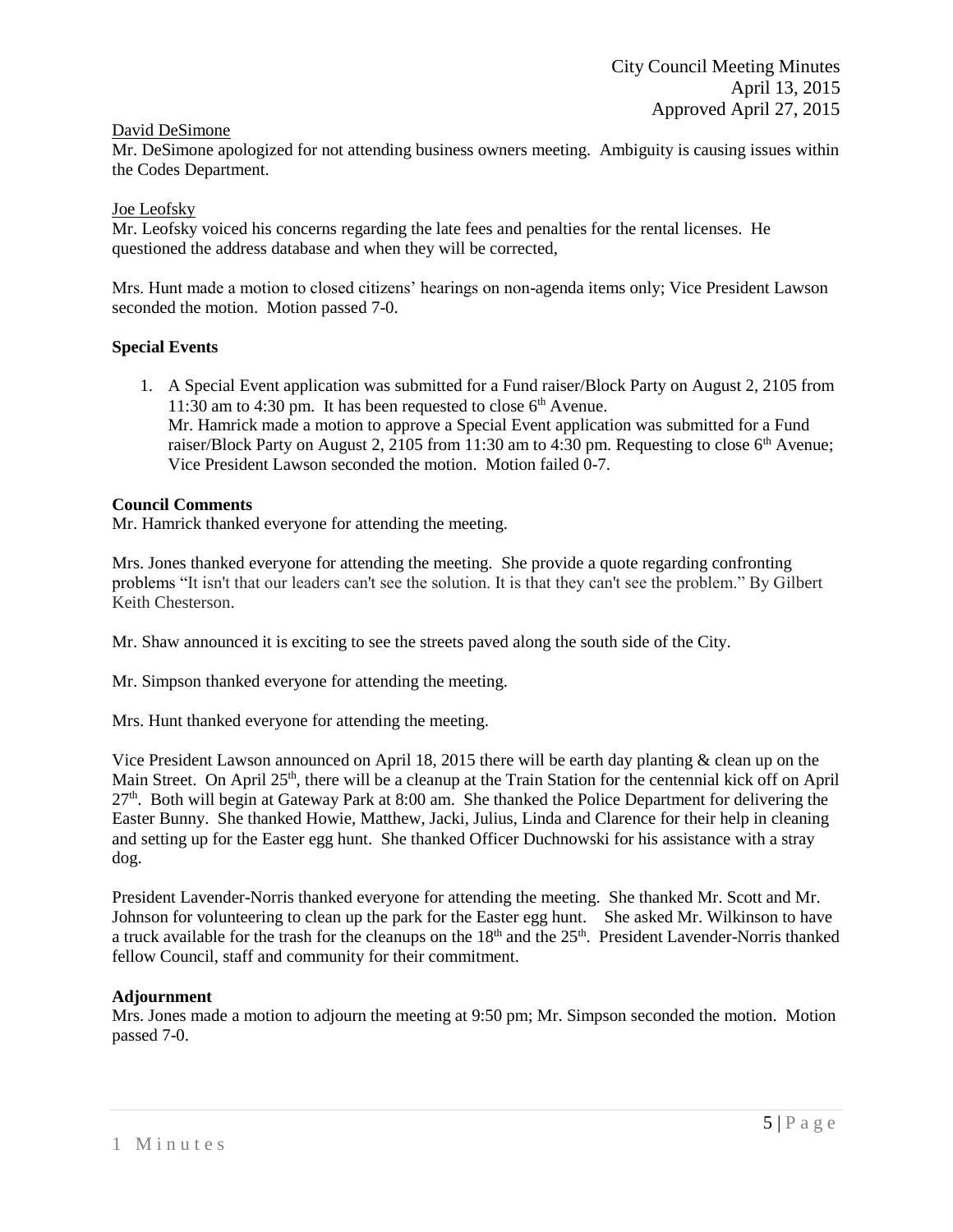David DeSimone

Mr. DeSimone apologized for not attending business owners meeting. Ambiguity is causing issues within the Codes Department.

Joe Leofsky

Mr. Leofsky voiced his concerns regarding the late fees and penalties for the rental licenses. He questioned the address database and when they will be corrected,

Mrs. Hunt made a motion to closed citizens' hearings on non-agenda items only; Vice President Lawson seconded the motion. Motion passed 7-0.

**Special Events**

1. A Special Event application was submitted for a Fund raiser/Block Party on August 2, 2105 from 11:30 am to 4:30 pm. It has been requested to close 6th Avenue.
   Mr. Hamrick made a motion to approve a Special Event application was submitted for a Fund raiser/Block Party on August 2, 2105 from 11:30 am to 4:30 pm. Requesting to close 6th Avenue; Vice President Lawson seconded the motion. Motion failed 0-7.

**Council Comments**

Mr. Hamrick thanked everyone for attending the meeting.

Mrs. Jones thanked everyone for attending the meeting. She provide a quote regarding confronting problems "It isn't that our leaders can't see the solution. It is that they can't see the problem." By Gilbert Keith Chesterson.

Mr. Shaw announced it is exciting to see the streets paved along the south side of the City.

Mr. Simpson thanked everyone for attending the meeting.

Mrs. Hunt thanked everyone for attending the meeting.

Vice President Lawson announced on April 18, 2015 there will be earth day planting & clean up on the Main Street. On April 25th, there will be a cleanup at the Train Station for the centennial kick off on April 27th. Both will begin at Gateway Park at 8:00 am. She thanked the Police Department for delivering the Easter Bunny. She thanked Howie, Matthew, Jacki, Julius, Linda and Clarence for their help in cleaning and setting up for the Easter egg hunt. She thanked Officer Duchnowski for his assistance with a stray dog.

President Lavender-Norris thanked everyone for attending the meeting. She thanked Mr. Scott and Mr. Johnson for volunteering to clean up the park for the Easter egg hunt. She asked Mr. Wilkinson to have a truck available for the trash for the cleanups on the 18th and the 25th. President Lavender-Norris thanked fellow Council, staff and community for their commitment.

**Adjournment**

Mrs. Jones made a motion to adjourn the meeting at 9:50 pm; Mr. Simpson seconded the motion. Motion passed 7-0.